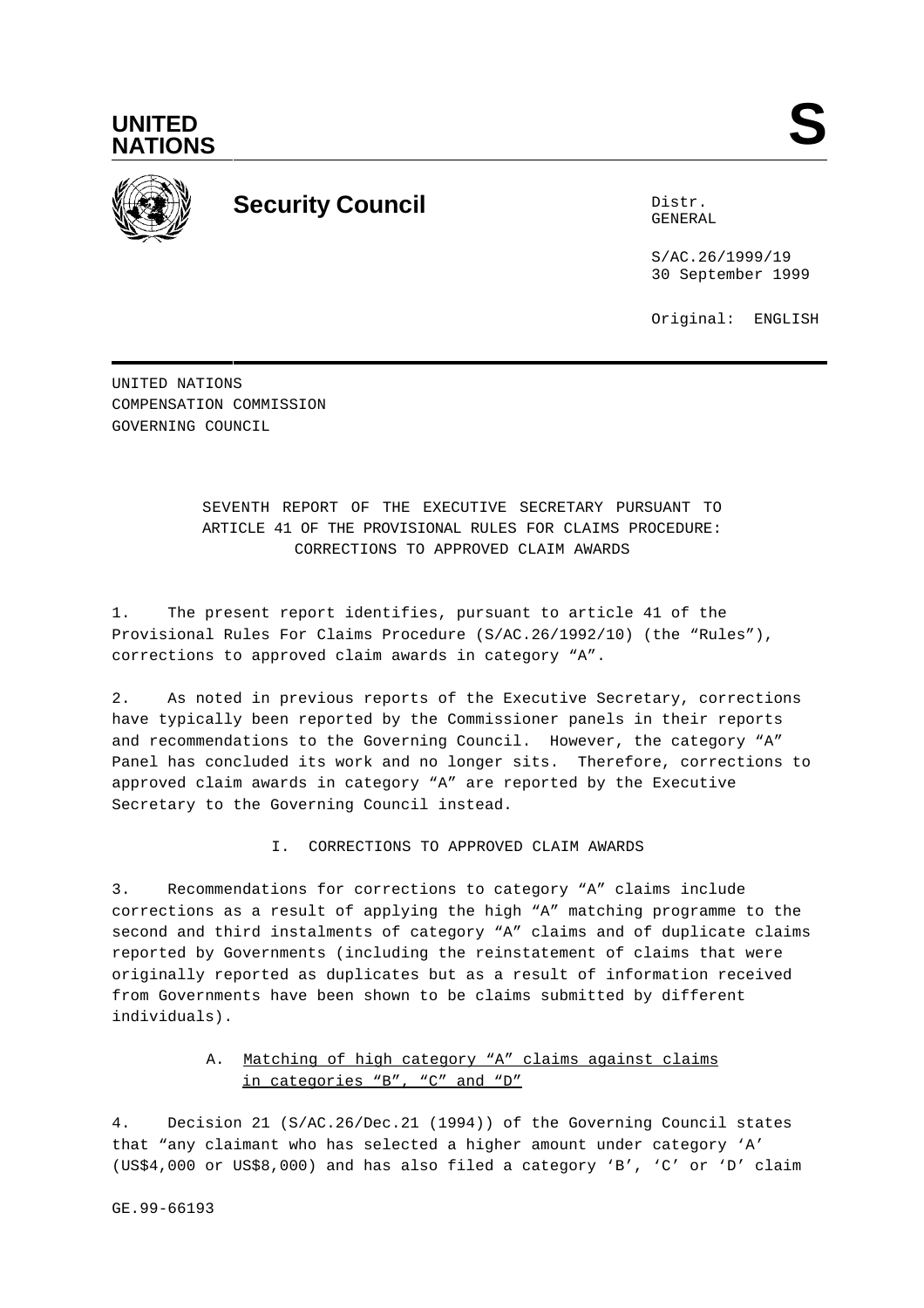UNITED NATIONS

S

**Security Council**

Distr.
GENERAL

S/AC.26/1999/19
30 September 1999

Original: ENGLISH

UNITED NATIONS
COMPENSATION COMMISSION
GOVERNING COUNCIL

# SEVENTH REPORT OF THE EXECUTIVE SECRETARY PURSUANT TO ARTICLE 41 OF THE PROVISIONAL RULES FOR CLAIMS PROCEDURE: CORRECTIONS TO APPROVED CLAIM AWARDS

1. The present report identifies, pursuant to article 41 of the Provisional Rules For Claims Procedure (S/AC.26/1992/10) (the "Rules"), corrections to approved claim awards in category "A".

2. As noted in previous reports of the Executive Secretary, corrections have typically been reported by the Commissioner panels in their reports and recommendations to the Governing Council. However, the category "A" Panel has concluded its work and no longer sits. Therefore, corrections to approved claim awards in category "A" are reported by the Executive Secretary to the Governing Council instead.

## I. CORRECTIONS TO APPROVED CLAIM AWARDS

3. Recommendations for corrections to category "A" claims include corrections as a result of applying the high "A" matching programme to the second and third instalments of category "A" claims and of duplicate claims reported by Governments (including the reinstatement of claims that were originally reported as duplicates but as a result of information received from Governments have been shown to be claims submitted by different individuals).

### A. Matching of high category "A" claims against claims in categories "B", "C" and "D"

4. Decision 21 (S/AC.26/Dec.21 (1994)) of the Governing Council states that "any claimant who has selected a higher amount under category 'A' (US$4,000 or US$8,000) and has also filed a category 'B', 'C' or 'D' claim

GE.99-66193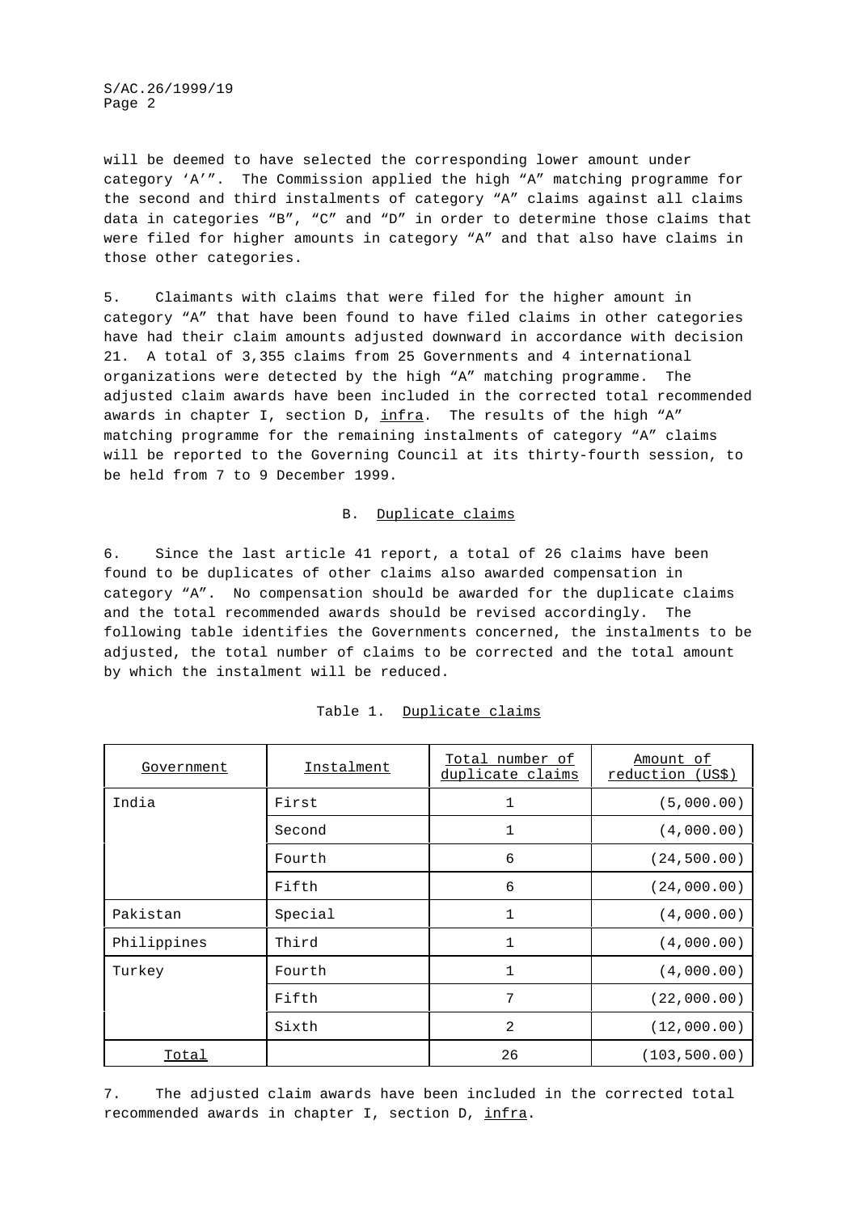will be deemed to have selected the corresponding lower amount under category 'A'". The Commission applied the high "A" matching programme for the second and third instalments of category "A" claims against all claims data in categories "B", "C" and "D" in order to determine those claims that were filed for higher amounts in category "A" and that also have claims in those other categories.

5. Claimants with claims that were filed for the higher amount in category "A" that have been found to have filed claims in other categories have had their claim amounts adjusted downward in accordance with decision 21. A total of 3,355 claims from 25 Governments and 4 international organizations were detected by the high "A" matching programme. The adjusted claim awards have been included in the corrected total recommended awards in chapter I, section D, infra. The results of the high "A" matching programme for the remaining instalments of category "A" claims will be reported to the Governing Council at its thirty-fourth session, to be held from 7 to 9 December 1999.

## B. Duplicate claims

6. Since the last article 41 report, a total of 26 claims have been found to be duplicates of other claims also awarded compensation in category "A". No compensation should be awarded for the duplicate claims and the total recommended awards should be revised accordingly. The following table identifies the Governments concerned, the instalments to be adjusted, the total number of claims to be corrected and the total amount by which the instalment will be reduced.

Table 1. Duplicate claims

| Government | Instalment | Total number of duplicate claims | Amount of reduction (US$) |
|---|---|---|---|
| India | First | 1 | (5,000.00) |
| | Second | 1 | (4,000.00) |
| | Fourth | 6 | (24,500.00) |
| | Fifth | 6 | (24,000.00) |
| Pakistan | Special | 1 | (4,000.00) |
| Philippines | Third | 1 | (4,000.00) |
| Turkey | Fourth | 1 | (4,000.00) |
| | Fifth | 7 | (22,000.00) |
| | Sixth | 2 | (12,000.00) |
| Total | | 26 | (103,500.00) |

7. The adjusted claim awards have been included in the corrected total recommended awards in chapter I, section D, infra.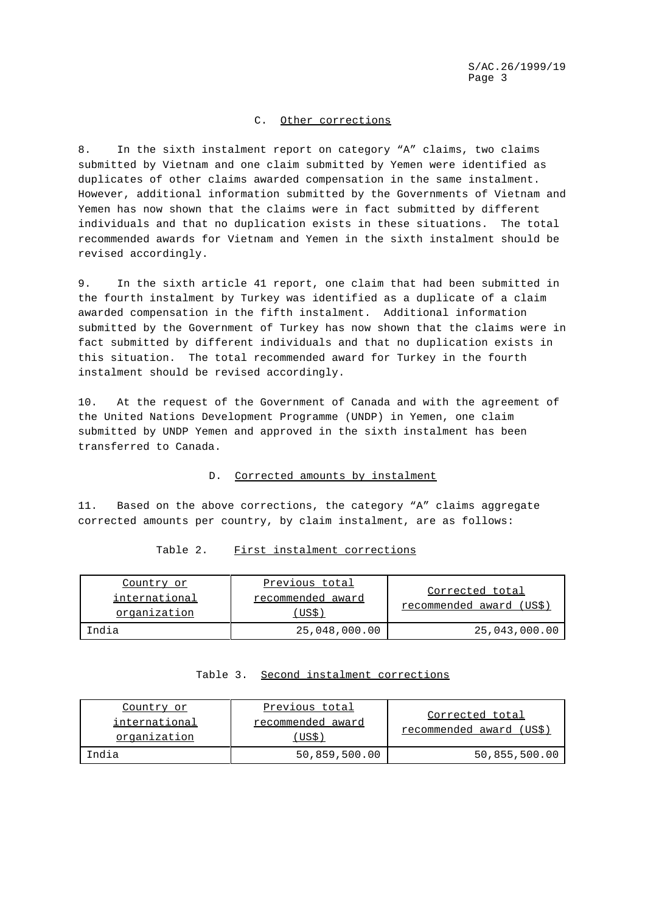### C. Other corrections

8. In the sixth instalment report on category "A" claims, two claims submitted by Vietnam and one claim submitted by Yemen were identified as duplicates of other claims awarded compensation in the same instalment. However, additional information submitted by the Governments of Vietnam and Yemen has now shown that the claims were in fact submitted by different individuals and that no duplication exists in these situations. The total recommended awards for Vietnam and Yemen in the sixth instalment should be revised accordingly.

9. In the sixth article 41 report, one claim that had been submitted in the fourth instalment by Turkey was identified as a duplicate of a claim awarded compensation in the fifth instalment. Additional information submitted by the Government of Turkey has now shown that the claims were in fact submitted by different individuals and that no duplication exists in this situation. The total recommended award for Turkey in the fourth instalment should be revised accordingly.

10. At the request of the Government of Canada and with the agreement of the United Nations Development Programme (UNDP) in Yemen, one claim submitted by UNDP Yemen and approved in the sixth instalment has been transferred to Canada.

### D. Corrected amounts by instalment

11. Based on the above corrections, the category "A" claims aggregate corrected amounts per country, by claim instalment, are as follows:

Table 2. First instalment corrections

| Country or international organization | Previous total recommended award (US$) | Corrected total recommended award (US$) |
|---|---|---|
| India | 25,048,000.00 | 25,043,000.00 |

Table 3. Second instalment corrections

| Country or international organization | Previous total recommended award (US$) | Corrected total recommended award (US$) |
|---|---|---|
| India | 50,859,500.00 | 50,855,500.00 |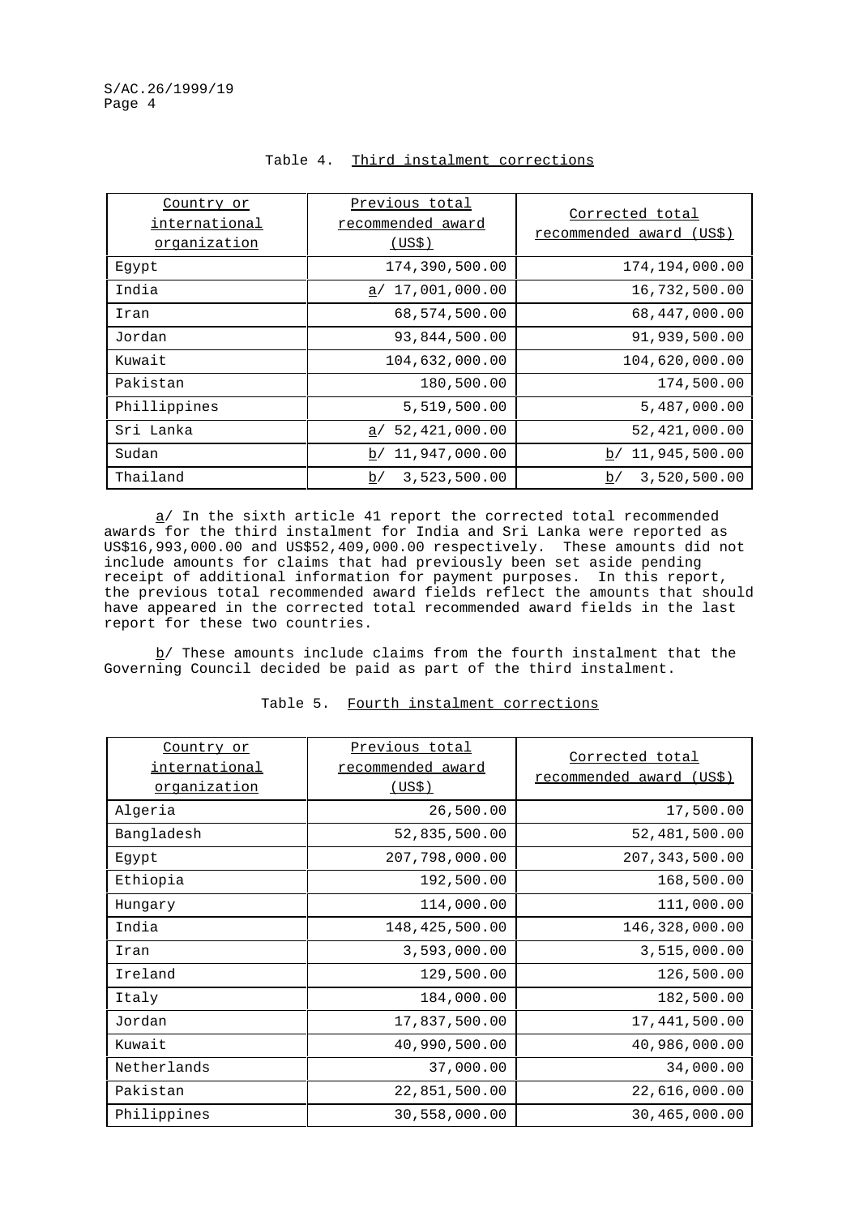Table 4. Third instalment corrections

| Country or international organization | Previous total recommended award (US$) | Corrected total recommended award (US$) |
|---|---|---|
| Egypt | 174,390,500.00 | 174,194,000.00 |
| India | a/ 17,001,000.00 | 16,732,500.00 |
| Iran | 68,574,500.00 | 68,447,000.00 |
| Jordan | 93,844,500.00 | 91,939,500.00 |
| Kuwait | 104,632,000.00 | 104,620,000.00 |
| Pakistan | 180,500.00 | 174,500.00 |
| Phillippines | 5,519,500.00 | 5,487,000.00 |
| Sri Lanka | a/ 52,421,000.00 | 52,421,000.00 |
| Sudan | b/ 11,947,000.00 | b/ 11,945,500.00 |
| Thailand | b/ 3,523,500.00 | b/ 3,520,500.00 |

a/ In the sixth article 41 report the corrected total recommended awards for the third instalment for India and Sri Lanka were reported as US$16,993,000.00 and US$52,409,000.00 respectively. These amounts did not include amounts for claims that had previously been set aside pending receipt of additional information for payment purposes. In this report, the previous total recommended award fields reflect the amounts that should have appeared in the corrected total recommended award fields in the last report for these two countries.

b/ These amounts include claims from the fourth instalment that the Governing Council decided be paid as part of the third instalment.

Table 5. Fourth instalment corrections

| Country or international organization | Previous total recommended award (US$) | Corrected total recommended award (US$) |
|---|---|---|
| Algeria | 26,500.00 | 17,500.00 |
| Bangladesh | 52,835,500.00 | 52,481,500.00 |
| Egypt | 207,798,000.00 | 207,343,500.00 |
| Ethiopia | 192,500.00 | 168,500.00 |
| Hungary | 114,000.00 | 111,000.00 |
| India | 148,425,500.00 | 146,328,000.00 |
| Iran | 3,593,000.00 | 3,515,000.00 |
| Ireland | 129,500.00 | 126,500.00 |
| Italy | 184,000.00 | 182,500.00 |
| Jordan | 17,837,500.00 | 17,441,500.00 |
| Kuwait | 40,990,500.00 | 40,986,000.00 |
| Netherlands | 37,000.00 | 34,000.00 |
| Pakistan | 22,851,500.00 | 22,616,000.00 |
| Philippines | 30,558,000.00 | 30,465,000.00 |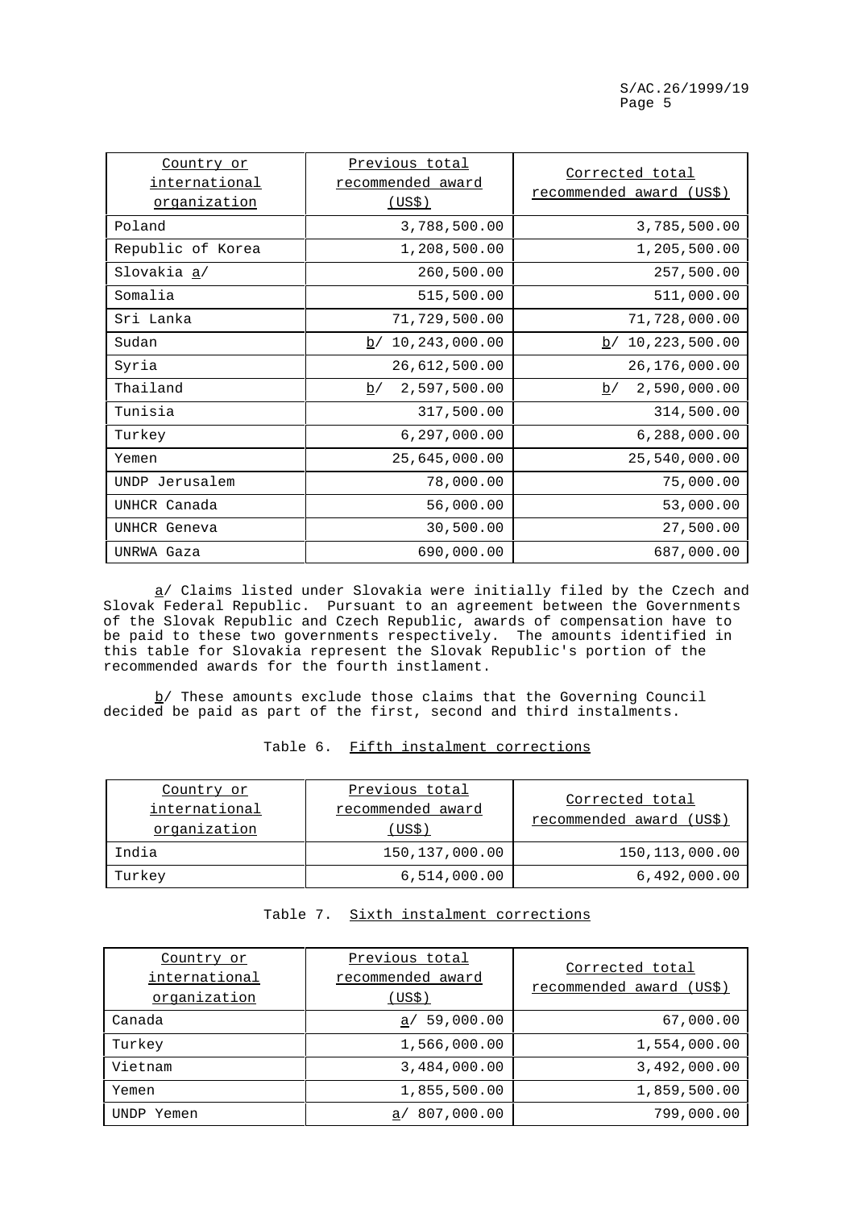| Country or international organization | Previous total recommended award (US$) | Corrected total recommended award (US$) |
|---|---|---|
| Poland | 3,788,500.00 | 3,785,500.00 |
| Republic of Korea | 1,208,500.00 | 1,205,500.00 |
| Slovakia a/ | 260,500.00 | 257,500.00 |
| Somalia | 515,500.00 | 511,000.00 |
| Sri Lanka | 71,729,500.00 | 71,728,000.00 |
| Sudan | b/ 10,243,000.00 | b/ 10,223,500.00 |
| Syria | 26,612,500.00 | 26,176,000.00 |
| Thailand | b/ 2,597,500.00 | b/ 2,590,000.00 |
| Tunisia | 317,500.00 | 314,500.00 |
| Turkey | 6,297,000.00 | 6,288,000.00 |
| Yemen | 25,645,000.00 | 25,540,000.00 |
| UNDP Jerusalem | 78,000.00 | 75,000.00 |
| UNHCR Canada | 56,000.00 | 53,000.00 |
| UNHCR Geneva | 30,500.00 | 27,500.00 |
| UNRWA Gaza | 690,000.00 | 687,000.00 |

a/ Claims listed under Slovakia were initially filed by the Czech and Slovak Federal Republic. Pursuant to an agreement between the Governments of the Slovak Republic and Czech Republic, awards of compensation have to be paid to these two governments respectively. The amounts identified in this table for Slovakia represent the Slovak Republic's portion of the recommended awards for the fourth instlament.

b/ These amounts exclude those claims that the Governing Council decided be paid as part of the first, second and third instalments.

Table 6. Fifth instalment corrections

| Country or international organization | Previous total recommended award (US$) | Corrected total recommended award (US$) |
|---|---|---|
| India | 150,137,000.00 | 150,113,000.00 |
| Turkey | 6,514,000.00 | 6,492,000.00 |

Table 7. Sixth instalment corrections

| Country or international organization | Previous total recommended award (US$) | Corrected total recommended award (US$) |
|---|---|---|
| Canada | a/ 59,000.00 | 67,000.00 |
| Turkey | 1,566,000.00 | 1,554,000.00 |
| Vietnam | 3,484,000.00 | 3,492,000.00 |
| Yemen | 1,855,500.00 | 1,859,500.00 |
| UNDP Yemen | a/ 807,000.00 | 799,000.00 |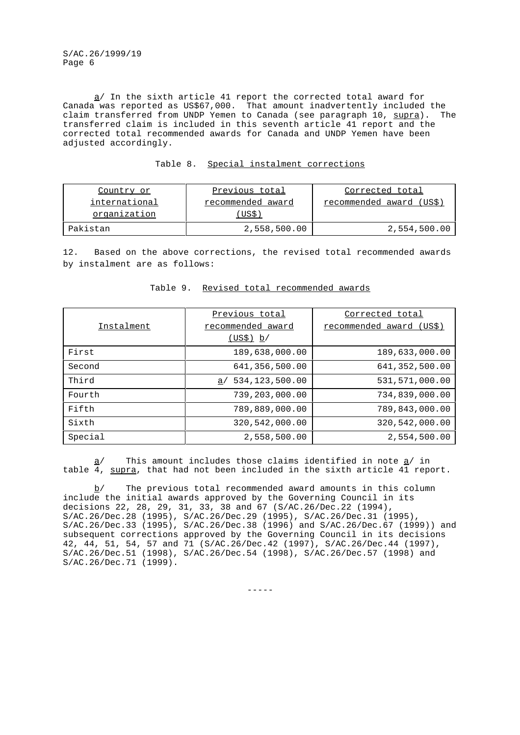a/ In the sixth article 41 report the corrected total award for Canada was reported as US$67,000. That amount inadvertently included the claim transferred from UNDP Yemen to Canada (see paragraph 10, *supra*). The transferred claim is included in this seventh article 41 report and the corrected total recommended awards for Canada and UNDP Yemen have been adjusted accordingly.

Table 8. Special instalment corrections

| Country or international organization | Previous total recommended award (US$) | Corrected total recommended award (US$) |
| --- | --- | --- |
| Pakistan | 2,558,500.00 | 2,554,500.00 |

12. Based on the above corrections, the revised total recommended awards by instalment are as follows:

Table 9. Revised total recommended awards

| Instalment | Previous total recommended award (US$) b/ | Corrected total recommended award (US$) |
| --- | --- | --- |
| First | 189,638,000.00 | 189,633,000.00 |
| Second | 641,356,500.00 | 641,352,500.00 |
| Third | a/ 534,123,500.00 | 531,571,000.00 |
| Fourth | 739,203,000.00 | 734,839,000.00 |
| Fifth | 789,889,000.00 | 789,843,000.00 |
| Sixth | 320,542,000.00 | 320,542,000.00 |
| Special | 2,558,500.00 | 2,554,500.00 |

a/ This amount includes those claims identified in note a/ in table 4, *supra*, that had not been included in the sixth article 41 report.

b/ The previous total recommended award amounts in this column include the initial awards approved by the Governing Council in its decisions 22, 28, 29, 31, 33, 38 and 67 (S/AC.26/Dec.22 (1994), S/AC.26/Dec.28 (1995), S/AC.26/Dec.29 (1995), S/AC.26/Dec.31 (1995), S/AC.26/Dec.33 (1995), S/AC.26/Dec.38 (1996) and S/AC.26/Dec.67 (1999)) and subsequent corrections approved by the Governing Council in its decisions 42, 44, 51, 54, 57 and 71 (S/AC.26/Dec.42 (1997), S/AC.26/Dec.44 (1997), S/AC.26/Dec.51 (1998), S/AC.26/Dec.54 (1998), S/AC.26/Dec.57 (1998) and S/AC.26/Dec.71 (1999).

-----